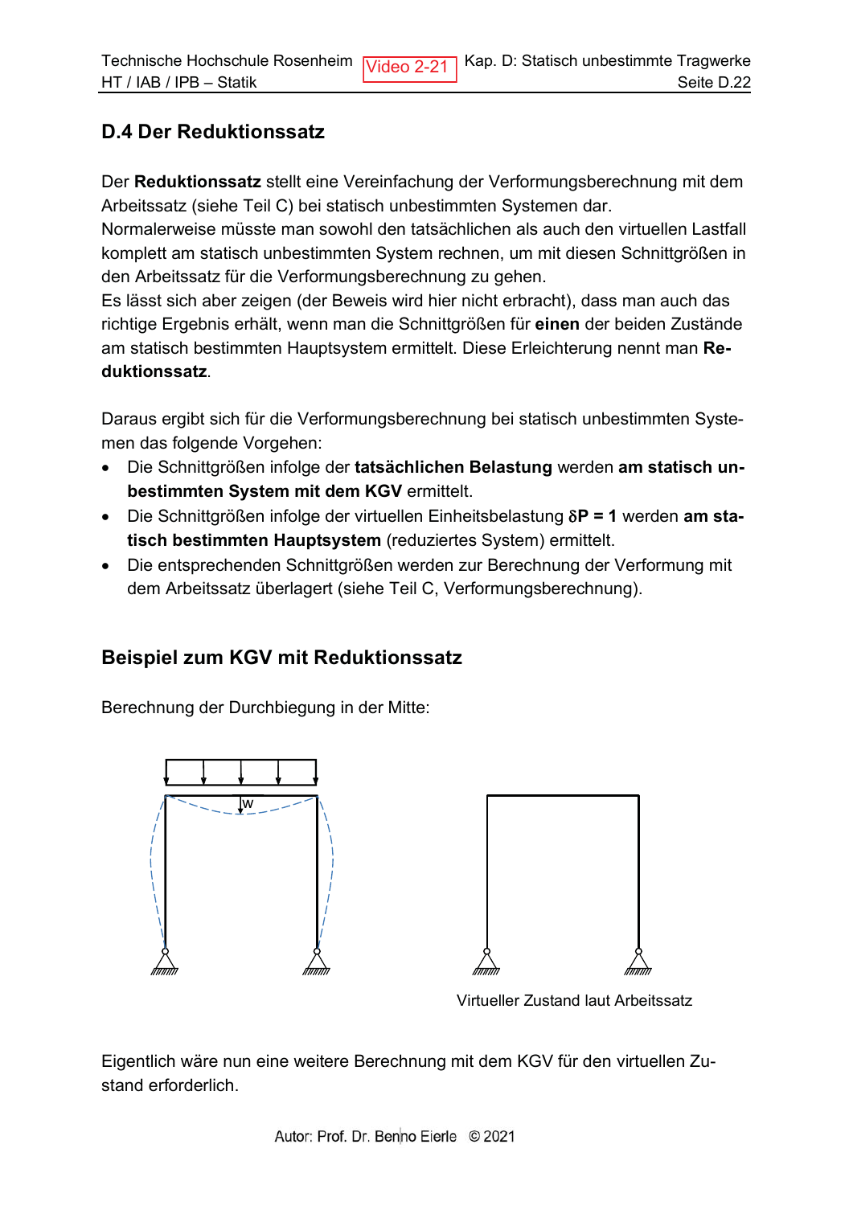## D.4 Der Reduktionssatz

Der **Reduktionssatz** stellt eine Vereinfachung der Verformungsberechnung mit dem Arbeitssatz (siehe Teil C) bei statisch unbestimmten Systemen dar.
Normalerweise müsste man sowohl den tatsächlichen als auch den virtuellen Lastfall komplett am statisch unbestimmten System rechnen, um mit diesen Schnittgrößen in den Arbeitssatz für die Verformungsberechnung zu gehen.
Es lässt sich aber zeigen (der Beweis wird hier nicht erbracht), dass man auch das richtige Ergebnis erhält, wenn man die Schnittgrößen für **einen** der beiden Zustände am statisch bestimmten Hauptsystem ermittelt. Diese Erleichterung nennt man **Reduktionssatz**.

Daraus ergibt sich für die Verformungsberechnung bei statisch unbestimmten Systemen das folgende Vorgehen:

- Die Schnittgrößen infolge der **tatsächlichen Belastung** werden **am statisch unbestimmten System mit dem KGV** ermittelt.
- Die Schnittgrößen infolge der virtuellen Einheitsbelastung **$\delta P = 1$** werden **am statisch bestimmten Hauptsystem** (reduziertes System) ermittelt.
- Die entsprechenden Schnittgrößen werden zur Berechnung der Verformung mit dem Arbeitssatz überlagert (siehe Teil C, Verformungsberechnung).

### Beispiel zum KGV mit Reduktionssatz

Berechnung der Durchbiegung in der Mitte:

w

Virtueller Zustand laut Arbeitssatz

Eigentlich wäre nun eine weitere Berechnung mit dem KGV für den virtuellen Zustand erforderlich.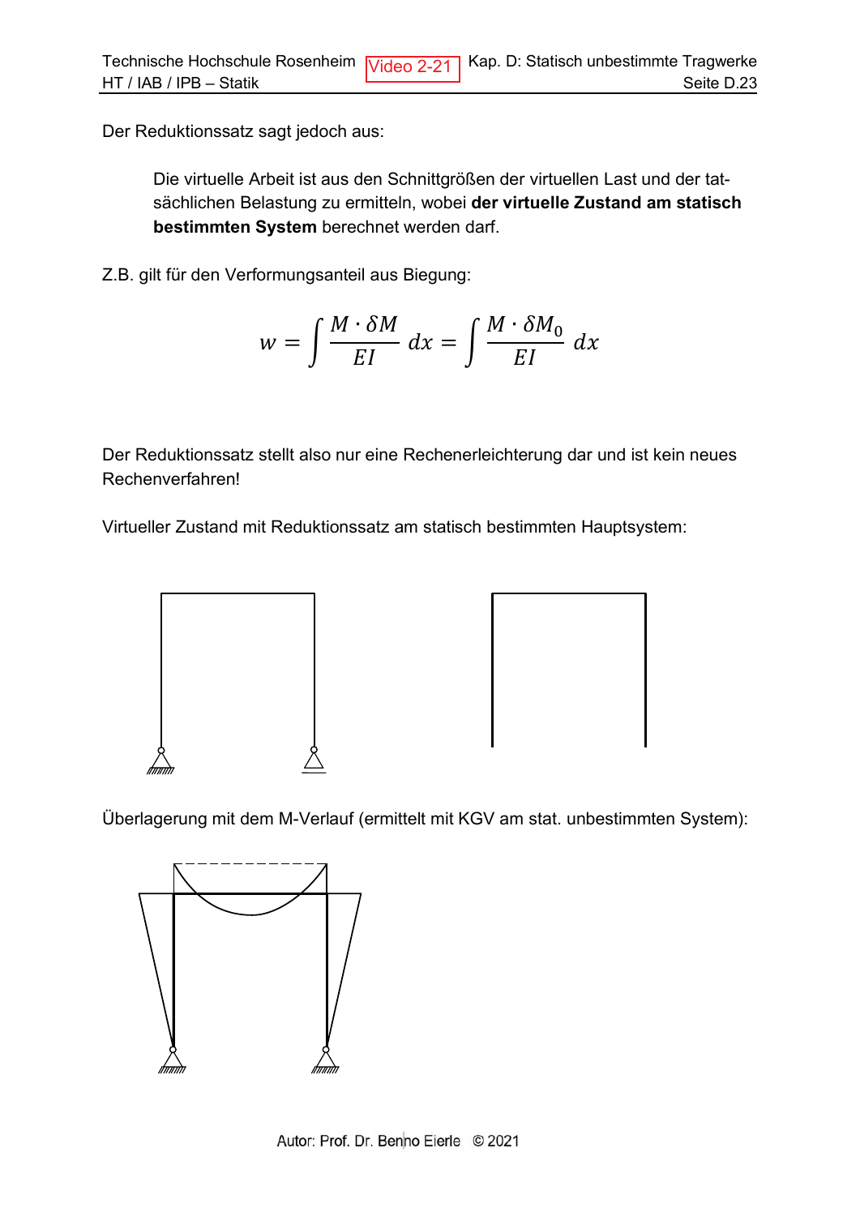Der Reduktionssatz sagt jedoch aus:

> Die virtuelle Arbeit ist aus den Schnittgrößen der virtuellen Last und der tatsächlichen Belastung zu ermitteln, wobei **der virtuelle Zustand am statisch bestimmten System** berechnet werden darf.

Z.B. gilt für den Verformungsanteil aus Biegung:

$$w = \int \frac{M \cdot \delta M}{EI}\, dx = \int \frac{M \cdot \delta M_0}{EI}\, dx$$

Der Reduktionssatz stellt also nur eine Rechenerleichterung dar und ist kein neues Rechenverfahren!

Virtueller Zustand mit Reduktionssatz am statisch bestimmten Hauptsystem:

Überlagerung mit dem M-Verlauf (ermittelt mit KGV am stat. unbestimmten System):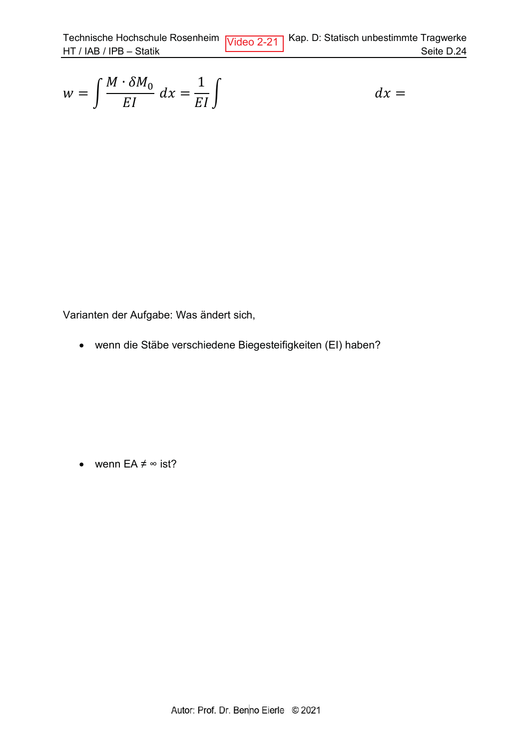$$w = \int \frac{M \cdot \delta M_0}{EI} \, dx = \frac{1}{EI} \int \qquad\qquad\qquad\qquad dx =$$

Varianten der Aufgabe: Was ändert sich,

- wenn die Stäbe verschiedene Biegesteifigkeiten (EI) haben?

- wenn EA ≠ ∞ ist?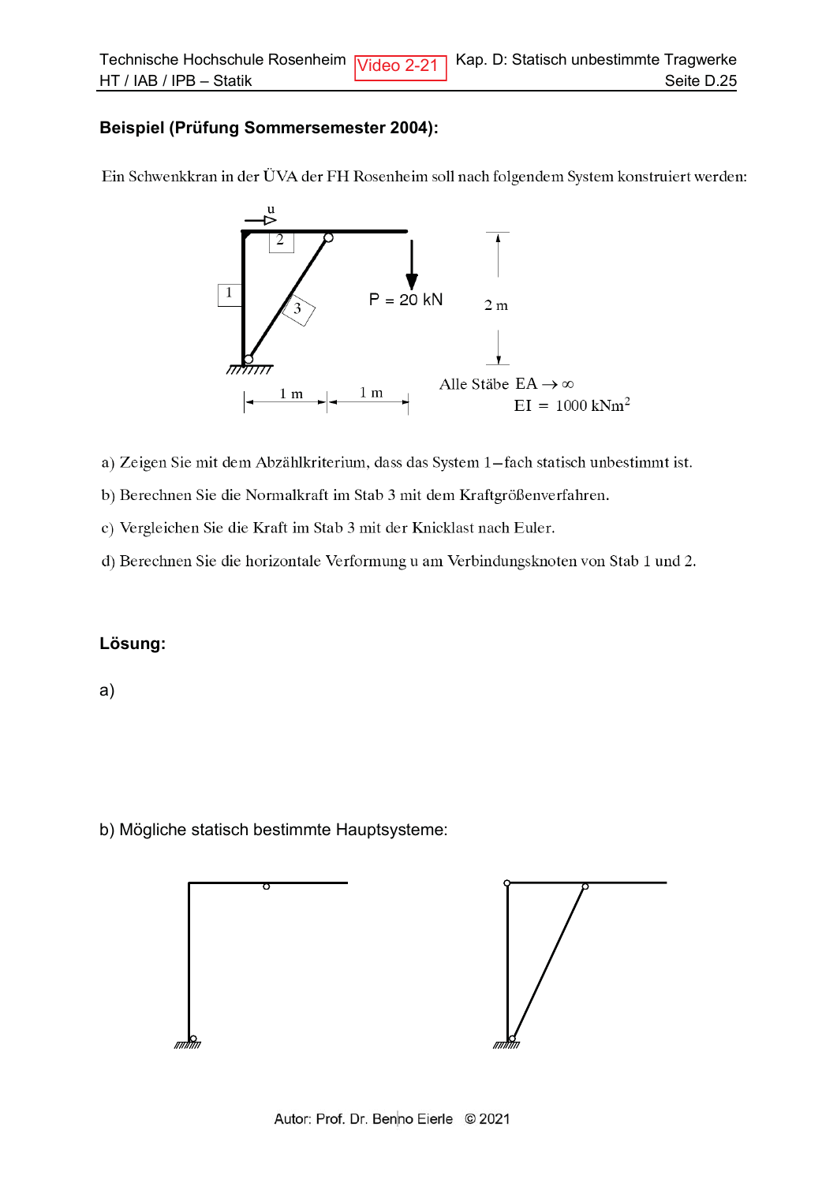## Beispiel (Prüfung Sommersemester 2004):

Ein Schwenkkran in der ÜVA der FH Rosenheim soll nach folgendem System konstruiert werden:

u

2

1

3

P = 20 kN

2 m

1 m

1 m

Alle Stäbe $EA \to \infty$

$EI = 1000 \text{ kNm}^2$

a) Zeigen Sie mit dem Abzählkriterium, dass das System 1–fach statisch unbestimmt ist.

b) Berechnen Sie die Normalkraft im Stab 3 mit dem Kraftgrößenverfahren.

c) Vergleichen Sie die Kraft im Stab 3 mit der Knicklast nach Euler.

d) Berechnen Sie die horizontale Verformung u am Verbindungsknoten von Stab 1 und 2.

## Lösung:

a)

b) Mögliche statisch bestimmte Hauptsysteme: